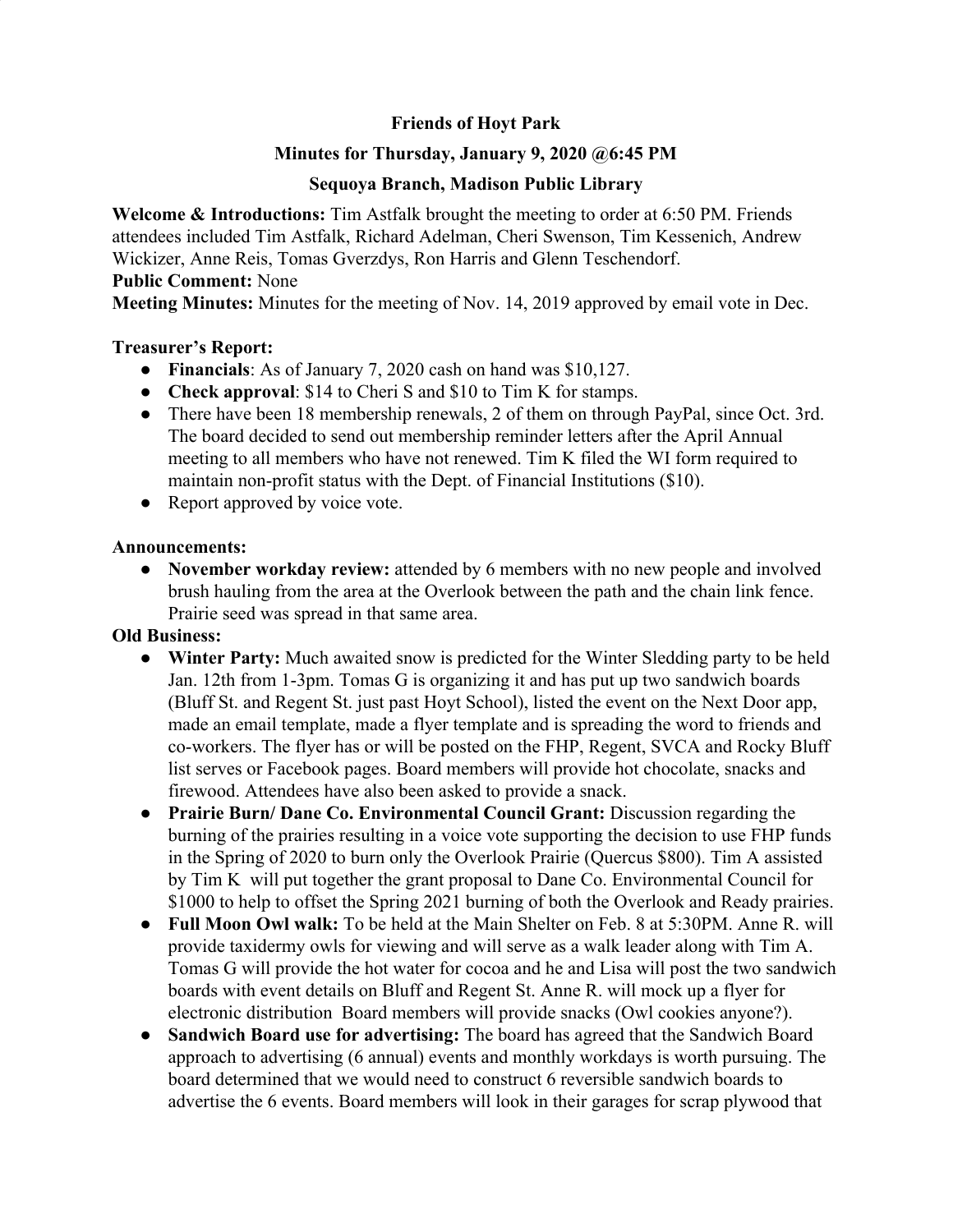# Friends of Hoyt Park

## Minutes for Thursday, January 9, 2020 @6:45 PM

## Sequoya Branch, Madison Public Library

**Welcome & Introductions:** Tim Astfalk brought the meeting to order at 6:50 PM. Friends attendees included Tim Astfalk, Richard Adelman, Cheri Swenson, Tim Kessenich, Andrew Wickizer, Anne Reis, Tomas Gverzdys, Ron Harris and Glenn Teschendorf.

**Public Comment:** None

**Meeting Minutes:** Minutes for the meeting of Nov. 14, 2019 approved by email vote in Dec.

**Treasurer's Report:**

- **Financials**: As of January 7, 2020 cash on hand was $10,127.
- **Check approval**: $14 to Cheri S and $10 to Tim K for stamps.
- There have been 18 membership renewals, 2 of them on through PayPal, since Oct. 3rd. The board decided to send out membership reminder letters after the April Annual meeting to all members who have not renewed. Tim K filed the WI form required to maintain non-profit status with the Dept. of Financial Institutions ($10).
- Report approved by voice vote.

**Announcements:**

- **November workday review:** attended by 6 members with no new people and involved brush hauling from the area at the Overlook between the path and the chain link fence. Prairie seed was spread in that same area.

**Old Business:**

- **Winter Party:** Much awaited snow is predicted for the Winter Sledding party to be held Jan. 12th from 1-3pm. Tomas G is organizing it and has put up two sandwich boards (Bluff St. and Regent St. just past Hoyt School), listed the event on the Next Door app, made an email template, made a flyer template and is spreading the word to friends and co-workers. The flyer has or will be posted on the FHP, Regent, SVCA and Rocky Bluff list serves or Facebook pages. Board members will provide hot chocolate, snacks and firewood. Attendees have also been asked to provide a snack.
- **Prairie Burn/ Dane Co. Environmental Council Grant:** Discussion regarding the burning of the prairies resulting in a voice vote supporting the decision to use FHP funds in the Spring of 2020 to burn only the Overlook Prairie (Quercus $800). Tim A assisted by Tim K will put together the grant proposal to Dane Co. Environmental Council for $1000 to help to offset the Spring 2021 burning of both the Overlook and Ready prairies.
- **Full Moon Owl walk:** To be held at the Main Shelter on Feb. 8 at 5:30PM. Anne R. will provide taxidermy owls for viewing and will serve as a walk leader along with Tim A. Tomas G will provide the hot water for cocoa and he and Lisa will post the two sandwich boards with event details on Bluff and Regent St. Anne R. will mock up a flyer for electronic distribution Board members will provide snacks (Owl cookies anyone?).
- **Sandwich Board use for advertising:** The board has agreed that the Sandwich Board approach to advertising (6 annual) events and monthly workdays is worth pursuing. The board determined that we would need to construct 6 reversible sandwich boards to advertise the 6 events. Board members will look in their garages for scrap plywood that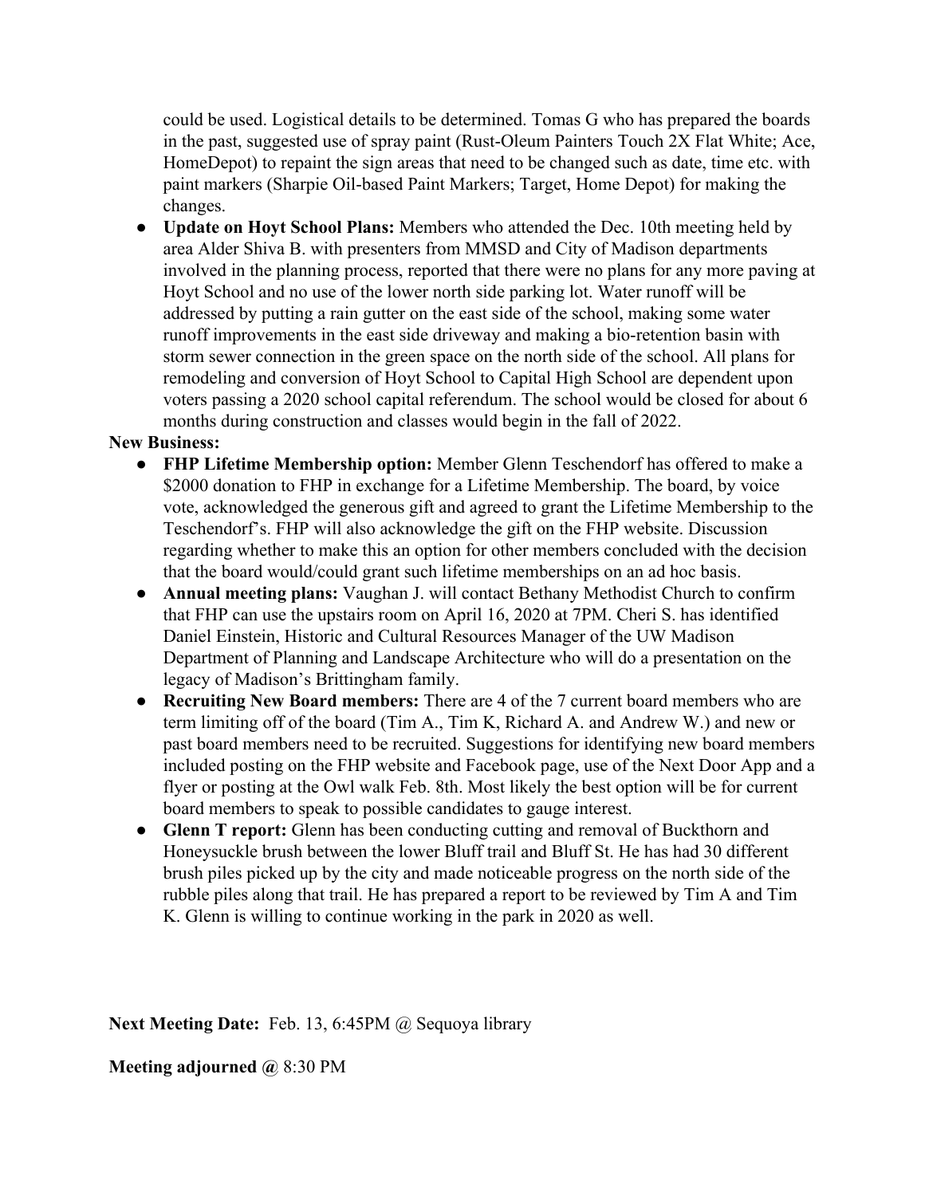could be used. Logistical details to be determined. Tomas G who has prepared the boards in the past, suggested use of spray paint (Rust-Oleum Painters Touch 2X Flat White; Ace, HomeDepot) to repaint the sign areas that need to be changed such as date, time etc. with paint markers (Sharpie Oil-based Paint Markers; Target, Home Depot) for making the changes.

- **Update on Hoyt School Plans:** Members who attended the Dec. 10th meeting held by area Alder Shiva B. with presenters from MMSD and City of Madison departments involved in the planning process, reported that there were no plans for any more paving at Hoyt School and no use of the lower north side parking lot. Water runoff will be addressed by putting a rain gutter on the east side of the school, making some water runoff improvements in the east side driveway and making a bio-retention basin with storm sewer connection in the green space on the north side of the school. All plans for remodeling and conversion of Hoyt School to Capital High School are dependent upon voters passing a 2020 school capital referendum. The school would be closed for about 6 months during construction and classes would begin in the fall of 2022.

**New Business:**

- **FHP Lifetime Membership option:** Member Glenn Teschendorf has offered to make a $2000 donation to FHP in exchange for a Lifetime Membership. The board, by voice vote, acknowledged the generous gift and agreed to grant the Lifetime Membership to the Teschendorf's. FHP will also acknowledge the gift on the FHP website. Discussion regarding whether to make this an option for other members concluded with the decision that the board would/could grant such lifetime memberships on an ad hoc basis.
- **Annual meeting plans:** Vaughan J. will contact Bethany Methodist Church to confirm that FHP can use the upstairs room on April 16, 2020 at 7PM. Cheri S. has identified Daniel Einstein, Historic and Cultural Resources Manager of the UW Madison Department of Planning and Landscape Architecture who will do a presentation on the legacy of Madison's Brittingham family.
- **Recruiting New Board members:** There are 4 of the 7 current board members who are term limiting off of the board (Tim A., Tim K, Richard A. and Andrew W.) and new or past board members need to be recruited. Suggestions for identifying new board members included posting on the FHP website and Facebook page, use of the Next Door App and a flyer or posting at the Owl walk Feb. 8th. Most likely the best option will be for current board members to speak to possible candidates to gauge interest.
- **Glenn T report:** Glenn has been conducting cutting and removal of Buckthorn and Honeysuckle brush between the lower Bluff trail and Bluff St. He has had 30 different brush piles picked up by the city and made noticeable progress on the north side of the rubble piles along that trail. He has prepared a report to be reviewed by Tim A and Tim K. Glenn is willing to continue working in the park in 2020 as well.

**Next Meeting Date:** Feb. 13, 6:45PM @ Sequoya library

**Meeting adjourned @** 8:30 PM